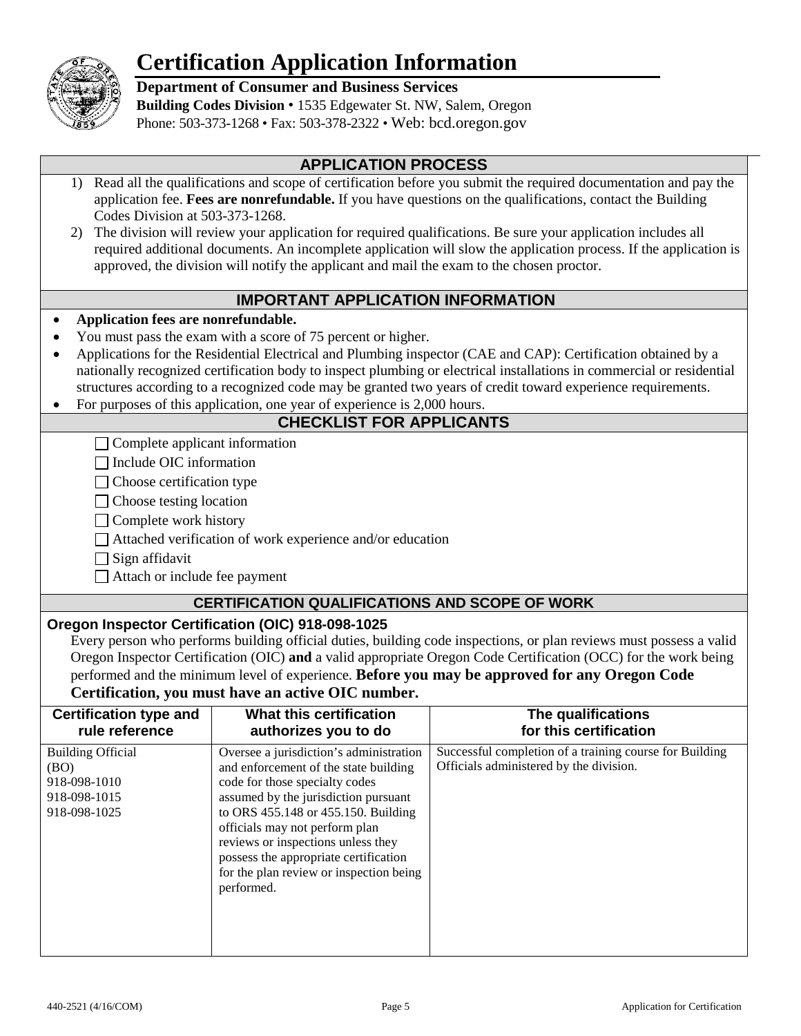# Certification Application Information

**Department of Consumer and Business Services**
**Building Codes Division** • 1535 Edgewater St. NW, Salem, Oregon
Phone: 503-373-1268 • Fax: 503-378-2322 • Web: bcd.oregon.gov

## APPLICATION PROCESS

1) Read all the qualifications and scope of certification before you submit the required documentation and pay the application fee. **Fees are nonrefundable.** If you have questions on the qualifications, contact the Building Codes Division at 503-373-1268.
2) The division will review your application for required qualifications. Be sure your application includes all required additional documents. An incomplete application will slow the application process. If the application is approved, the division will notify the applicant and mail the exam to the chosen proctor.

## IMPORTANT APPLICATION INFORMATION

- **Application fees are nonrefundable.**
- You must pass the exam with a score of 75 percent or higher.
- Applications for the Residential Electrical and Plumbing inspector (CAE and CAP): Certification obtained by a nationally recognized certification body to inspect plumbing or electrical installations in commercial or residential structures according to a recognized code may be granted two years of credit toward experience requirements.
- For purposes of this application, one year of experience is 2,000 hours.

## CHECKLIST FOR APPLICANTS

- ☐ Complete applicant information
- ☐ Include OIC information
- ☐ Choose certification type
- ☐ Choose testing location
- ☐ Complete work history
- ☐ Attached verification of work experience and/or education
- ☐ Sign affidavit
- ☐ Attach or include fee payment

## CERTIFICATION QUALIFICATIONS AND SCOPE OF WORK

### Oregon Inspector Certification (OIC) 918-098-1025

Every person who performs building official duties, building code inspections, or plan reviews must possess a valid Oregon Inspector Certification (OIC) **and** a valid appropriate Oregon Code Certification (OCC) for the work being performed and the minimum level of experience. **Before you may be approved for any Oregon Code Certification, you must have an active OIC number.**

| Certification type and rule reference | What this certification authorizes you to do | The qualifications for this certification |
|---|---|---|
| Building Official (BO) 918-098-1010 918-098-1015 918-098-1025 | Oversee a jurisdiction's administration and enforcement of the state building code for those specialty codes assumed by the jurisdiction pursuant to ORS 455.148 or 455.150. Building officials may not perform plan reviews or inspections unless they possess the appropriate certification for the plan review or inspection being performed. | Successful completion of a training course for Building Officials administered by the division. |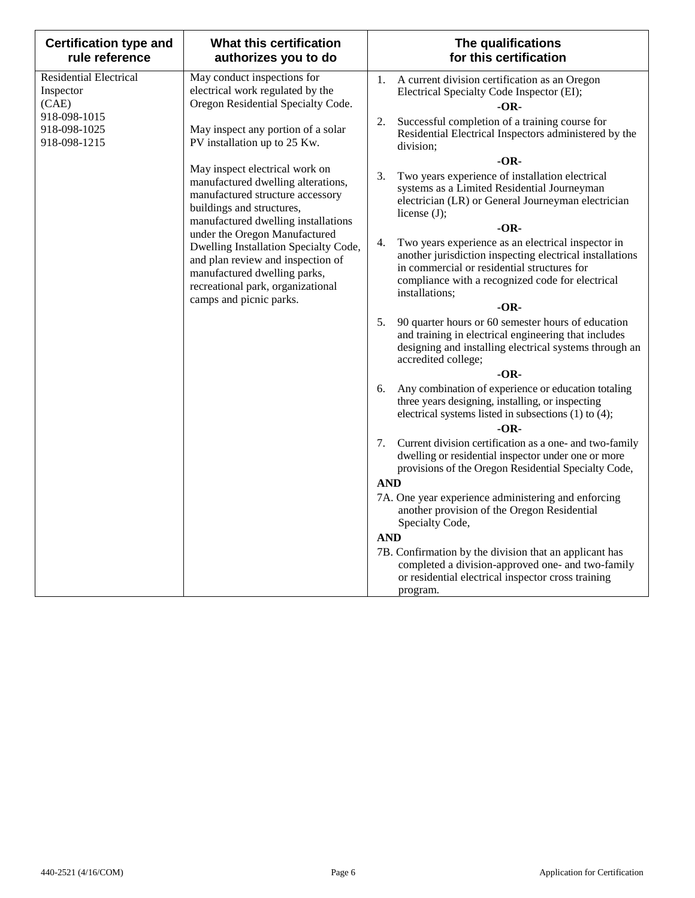| Certification type and rule reference | What this certification authorizes you to do | The qualifications for this certification |
|---|---|---|
| Residential Electrical Inspector (CAE)<br>918-098-1015<br>918-098-1025<br>918-098-1215 | May conduct inspections for electrical work regulated by the Oregon Residential Specialty Code.<br><br>May inspect any portion of a solar PV installation up to 25 Kw.<br><br>May inspect electrical work on manufactured dwelling alterations, manufactured structure accessory buildings and structures, manufactured dwelling installations under the Oregon Manufactured Dwelling Installation Specialty Code, and plan review and inspection of manufactured dwelling parks, recreational park, organizational camps and picnic parks. | 1. A current division certification as an Oregon Electrical Specialty Code Inspector (EI);<br>**-OR-**<br>2. Successful completion of a training course for Residential Electrical Inspectors administered by the division;<br>**-OR-**<br>3. Two years experience of installation electrical systems as a Limited Residential Journeyman electrician (LR) or General Journeyman electrician license (J);<br>**-OR-**<br>4. Two years experience as an electrical inspector in another jurisdiction inspecting electrical installations in commercial or residential structures for compliance with a recognized code for electrical installations;<br>**-OR-**<br>5. 90 quarter hours or 60 semester hours of education and training in electrical engineering that includes designing and installing electrical systems through an accredited college;<br>**-OR-**<br>6. Any combination of experience or education totaling three years designing, installing, or inspecting electrical systems listed in subsections (1) to (4);<br>**-OR-**<br>7. Current division certification as a one- and two-family dwelling or residential inspector under one or more provisions of the Oregon Residential Specialty Code,<br>**AND**<br>7A. One year experience administering and enforcing another provision of the Oregon Residential Specialty Code,<br>**AND**<br>7B. Confirmation by the division that an applicant has completed a division-approved one- and two-family or residential electrical inspector cross training program. |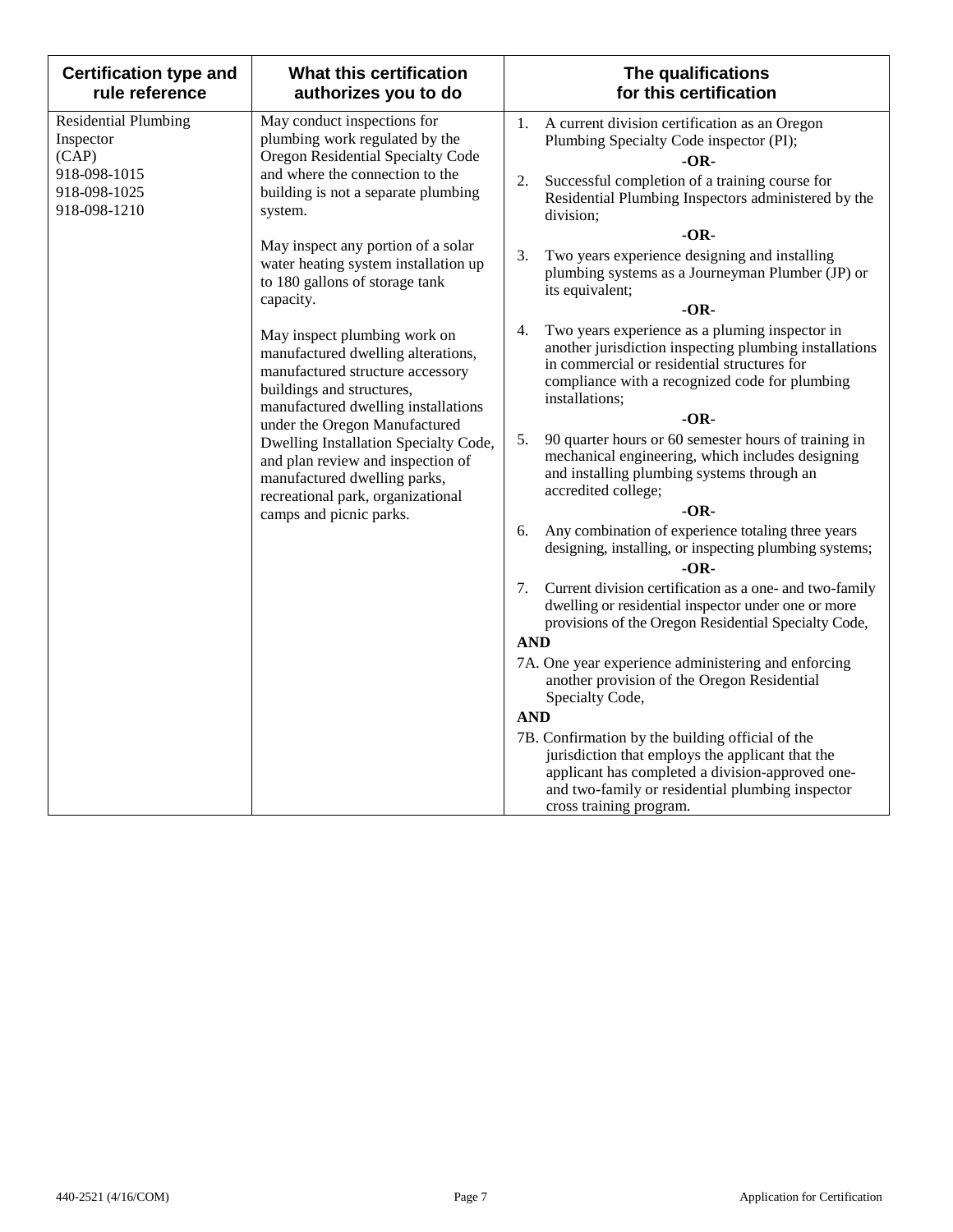| Certification type and rule reference | What this certification authorizes you to do | The qualifications for this certification |
|---|---|---|
| Residential Plumbing Inspector (CAP)<br>918-098-1015<br>918-098-1025<br>918-098-1210 | May conduct inspections for plumbing work regulated by the Oregon Residential Specialty Code and where the connection to the building is not a separate plumbing system.<br><br>May inspect any portion of a solar water heating system installation up to 180 gallons of storage tank capacity.<br><br>May inspect plumbing work on manufactured dwelling alterations, manufactured structure accessory buildings and structures, manufactured dwelling installations under the Oregon Manufactured Dwelling Installation Specialty Code, and plan review and inspection of manufactured dwelling parks, recreational park, organizational camps and picnic parks. | 1. A current division certification as an Oregon Plumbing Specialty Code inspector (PI);<br>**-OR-**<br>2. Successful completion of a training course for Residential Plumbing Inspectors administered by the division;<br>**-OR-**<br>3. Two years experience designing and installing plumbing systems as a Journeyman Plumber (JP) or its equivalent;<br>**-OR-**<br>4. Two years experience as a pluming inspector in another jurisdiction inspecting plumbing installations in commercial or residential structures for compliance with a recognized code for plumbing installations;<br>**-OR-**<br>5. 90 quarter hours or 60 semester hours of training in mechanical engineering, which includes designing and installing plumbing systems through an accredited college;<br>**-OR-**<br>6. Any combination of experience totaling three years designing, installing, or inspecting plumbing systems;<br>**-OR-**<br>7. Current division certification as a one- and two-family dwelling or residential inspector under one or more provisions of the Oregon Residential Specialty Code,<br>**AND**<br>7A. One year experience administering and enforcing another provision of the Oregon Residential Specialty Code,<br>**AND**<br>7B. Confirmation by the building official of the jurisdiction that employs the applicant that the applicant has completed a division-approved one- and two-family or residential plumbing inspector cross training program. |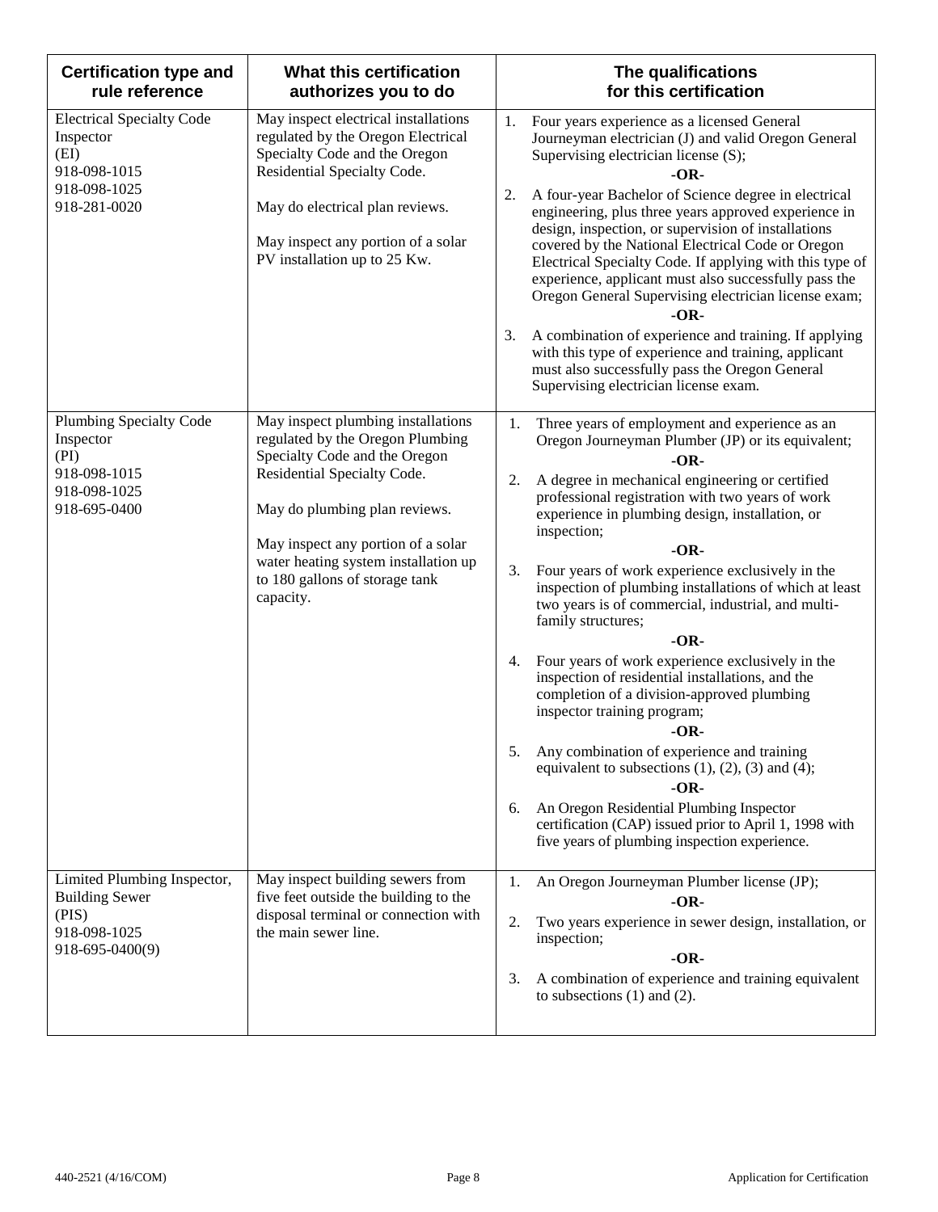| Certification type and rule reference | What this certification authorizes you to do | The qualifications for this certification |
|---|---|---|
| Electrical Specialty Code Inspector (EI) 918-098-1015 918-098-1025 918-281-0020 | May inspect electrical installations regulated by the Oregon Electrical Specialty Code and the Oregon Residential Specialty Code.<br><br>May do electrical plan reviews.<br><br>May inspect any portion of a solar PV installation up to 25 Kw. | 1. Four years experience as a licensed General Journeyman electrician (J) and valid Oregon General Supervising electrician license (S);<br>**-OR-**<br>2. A four-year Bachelor of Science degree in electrical engineering, plus three years approved experience in design, inspection, or supervision of installations covered by the National Electrical Code or Oregon Electrical Specialty Code. If applying with this type of experience, applicant must also successfully pass the Oregon General Supervising electrician license exam;<br>**-OR-**<br>3. A combination of experience and training. If applying with this type of experience and training, applicant must also successfully pass the Oregon General Supervising electrician license exam. |
| Plumbing Specialty Code Inspector (PI) 918-098-1015 918-098-1025 918-695-0400 | May inspect plumbing installations regulated by the Oregon Plumbing Specialty Code and the Oregon Residential Specialty Code.<br><br>May do plumbing plan reviews.<br><br>May inspect any portion of a solar water heating system installation up to 180 gallons of storage tank capacity. | 1. Three years of employment and experience as an Oregon Journeyman Plumber (JP) or its equivalent;<br>**-OR-**<br>2. A degree in mechanical engineering or certified professional registration with two years of work experience in plumbing design, installation, or inspection;<br>**-OR-**<br>3. Four years of work experience exclusively in the inspection of plumbing installations of which at least two years is of commercial, industrial, and multi-family structures;<br>**-OR-**<br>4. Four years of work experience exclusively in the inspection of residential installations, and the completion of a division-approved plumbing inspector training program;<br>**-OR-**<br>5. Any combination of experience and training equivalent to subsections (1), (2), (3) and (4);<br>**-OR-**<br>6. An Oregon Residential Plumbing Inspector certification (CAP) issued prior to April 1, 1998 with five years of plumbing inspection experience. |
| Limited Plumbing Inspector, Building Sewer (PIS) 918-098-1025 918-695-0400(9) | May inspect building sewers from five feet outside the building to the disposal terminal or connection with the main sewer line. | 1. An Oregon Journeyman Plumber license (JP);<br>**-OR-**<br>2. Two years experience in sewer design, installation, or inspection;<br>**-OR-**<br>3. A combination of experience and training equivalent to subsections (1) and (2). |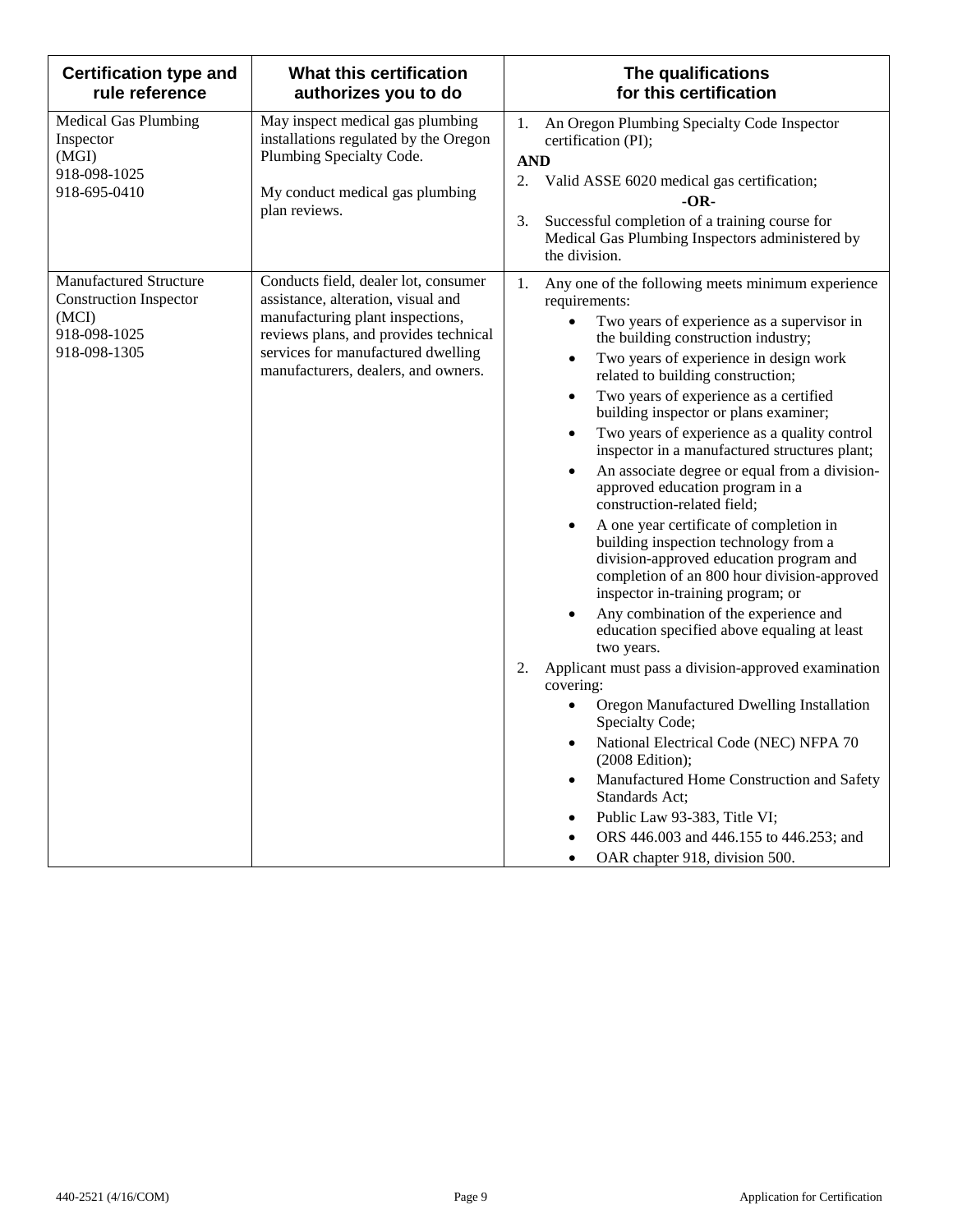| Certification type and rule reference | What this certification authorizes you to do | The qualifications for this certification |
|---|---|---|
| Medical Gas Plumbing Inspector (MGI) 918-098-1025 918-695-0410 | May inspect medical gas plumbing installations regulated by the Oregon Plumbing Specialty Code.<br><br>My conduct medical gas plumbing plan reviews. | 1. An Oregon Plumbing Specialty Code Inspector certification (PI);<br>**AND**<br>2. Valid ASSE 6020 medical gas certification;<br>**-OR-**<br>3. Successful completion of a training course for Medical Gas Plumbing Inspectors administered by the division. |
| Manufactured Structure Construction Inspector (MCI) 918-098-1025 918-098-1305 | Conducts field, dealer lot, consumer assistance, alteration, visual and manufacturing plant inspections, reviews plans, and provides technical services for manufactured dwelling manufacturers, dealers, and owners. | 1. Any one of the following meets minimum experience requirements:<br>• Two years of experience as a supervisor in the building construction industry;<br>• Two years of experience in design work related to building construction;<br>• Two years of experience as a certified building inspector or plans examiner;<br>• Two years of experience as a quality control inspector in a manufactured structures plant;<br>• An associate degree or equal from a division-approved education program in a construction-related field;<br>• A one year certificate of completion in building inspection technology from a division-approved education program and completion of an 800 hour division-approved inspector in-training program; or<br>• Any combination of the experience and education specified above equaling at least two years.<br>2. Applicant must pass a division-approved examination covering:<br>• Oregon Manufactured Dwelling Installation Specialty Code;<br>• National Electrical Code (NEC) NFPA 70 (2008 Edition);<br>• Manufactured Home Construction and Safety Standards Act;<br>• Public Law 93-383, Title VI;<br>• ORS 446.003 and 446.155 to 446.253; and<br>• OAR chapter 918, division 500. |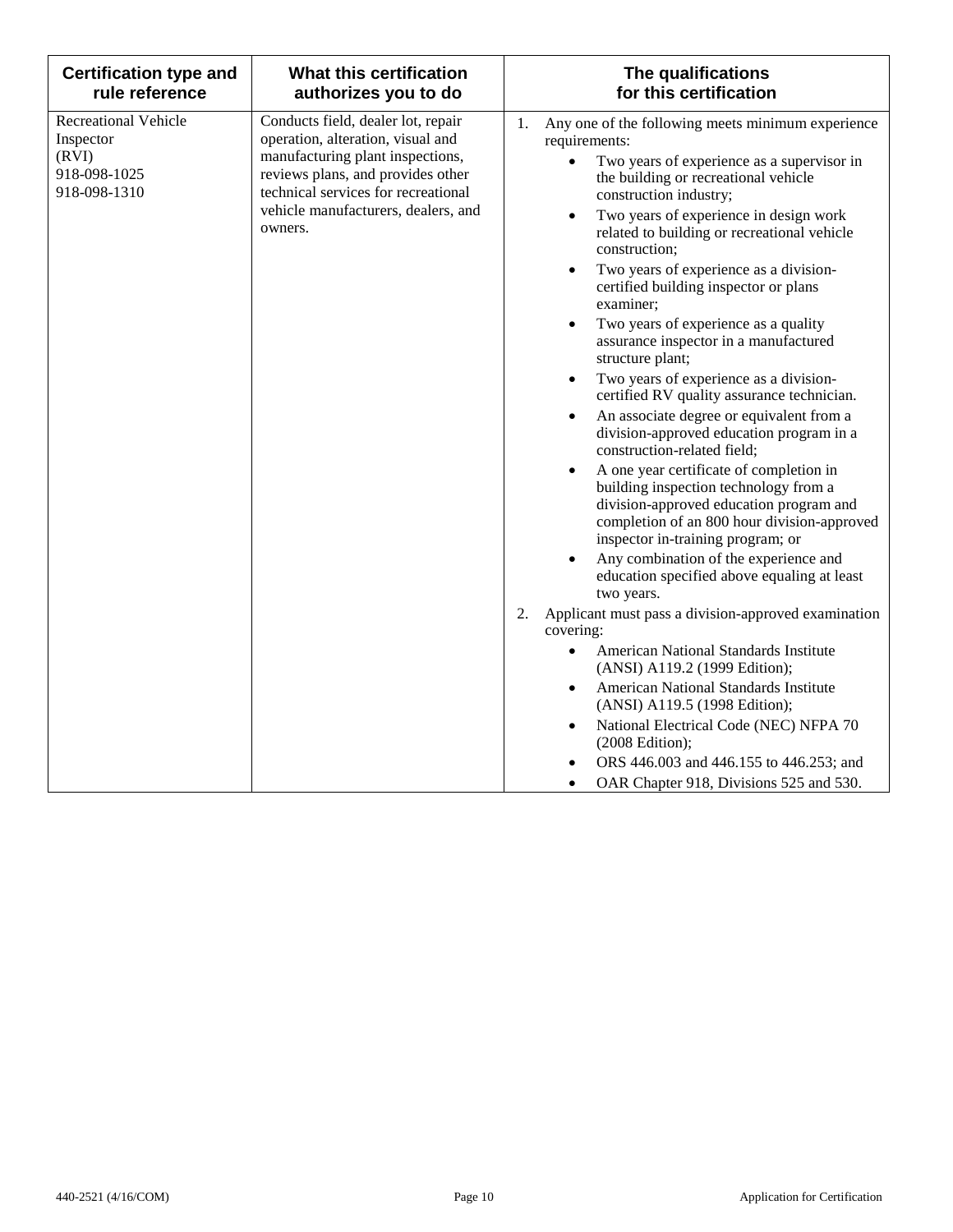| Certification type and rule reference | What this certification authorizes you to do | The qualifications for this certification |
|---|---|---|
| Recreational Vehicle Inspector (RVI)<br>918-098-1025<br>918-098-1310 | Conducts field, dealer lot, repair operation, alteration, visual and manufacturing plant inspections, reviews plans, and provides other technical services for recreational vehicle manufacturers, dealers, and owners. | 1. Any one of the following meets minimum experience requirements:<br>• Two years of experience as a supervisor in the building or recreational vehicle construction industry;<br>• Two years of experience in design work related to building or recreational vehicle construction;<br>• Two years of experience as a division-certified building inspector or plans examiner;<br>• Two years of experience as a quality assurance inspector in a manufactured structure plant;<br>• Two years of experience as a division-certified RV quality assurance technician.<br>• An associate degree or equivalent from a division-approved education program in a construction-related field;<br>• A one year certificate of completion in building inspection technology from a division-approved education program and completion of an 800 hour division-approved inspector in-training program; or<br>• Any combination of the experience and education specified above equaling at least two years.<br>2. Applicant must pass a division-approved examination covering:<br>• American National Standards Institute (ANSI) A119.2 (1999 Edition);<br>• American National Standards Institute (ANSI) A119.5 (1998 Edition);<br>• National Electrical Code (NEC) NFPA 70 (2008 Edition);<br>• ORS 446.003 and 446.155 to 446.253; and<br>• OAR Chapter 918, Divisions 525 and 530. |